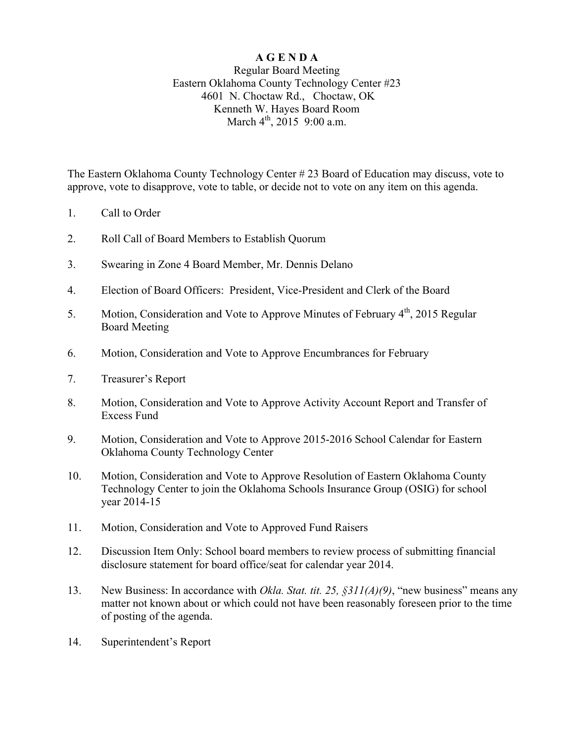# A G E N D A

Regular Board Meeting
Eastern Oklahoma County Technology Center #23
4601 N. Choctaw Rd., Choctaw, OK
Kenneth W. Hayes Board Room
March 4th, 2015 9:00 a.m.

The Eastern Oklahoma County Technology Center # 23 Board of Education may discuss, vote to approve, vote to disapprove, vote to table, or decide not to vote on any item on this agenda.

1. Call to Order

2. Roll Call of Board Members to Establish Quorum

3. Swearing in Zone 4 Board Member, Mr. Dennis Delano

4. Election of Board Officers: President, Vice-President and Clerk of the Board

5. Motion, Consideration and Vote to Approve Minutes of February 4th, 2015 Regular Board Meeting

6. Motion, Consideration and Vote to Approve Encumbrances for February

7. Treasurer's Report

8. Motion, Consideration and Vote to Approve Activity Account Report and Transfer of Excess Fund

9. Motion, Consideration and Vote to Approve 2015-2016 School Calendar for Eastern Oklahoma County Technology Center

10. Motion, Consideration and Vote to Approve Resolution of Eastern Oklahoma County Technology Center to join the Oklahoma Schools Insurance Group (OSIG) for school year 2014-15

11. Motion, Consideration and Vote to Approved Fund Raisers

12. Discussion Item Only: School board members to review process of submitting financial disclosure statement for board office/seat for calendar year 2014.

13. New Business: In accordance with *Okla. Stat. tit. 25, §311(A)(9)*, "new business" means any matter not known about or which could not have been reasonably foreseen prior to the time of posting of the agenda.

14. Superintendent's Report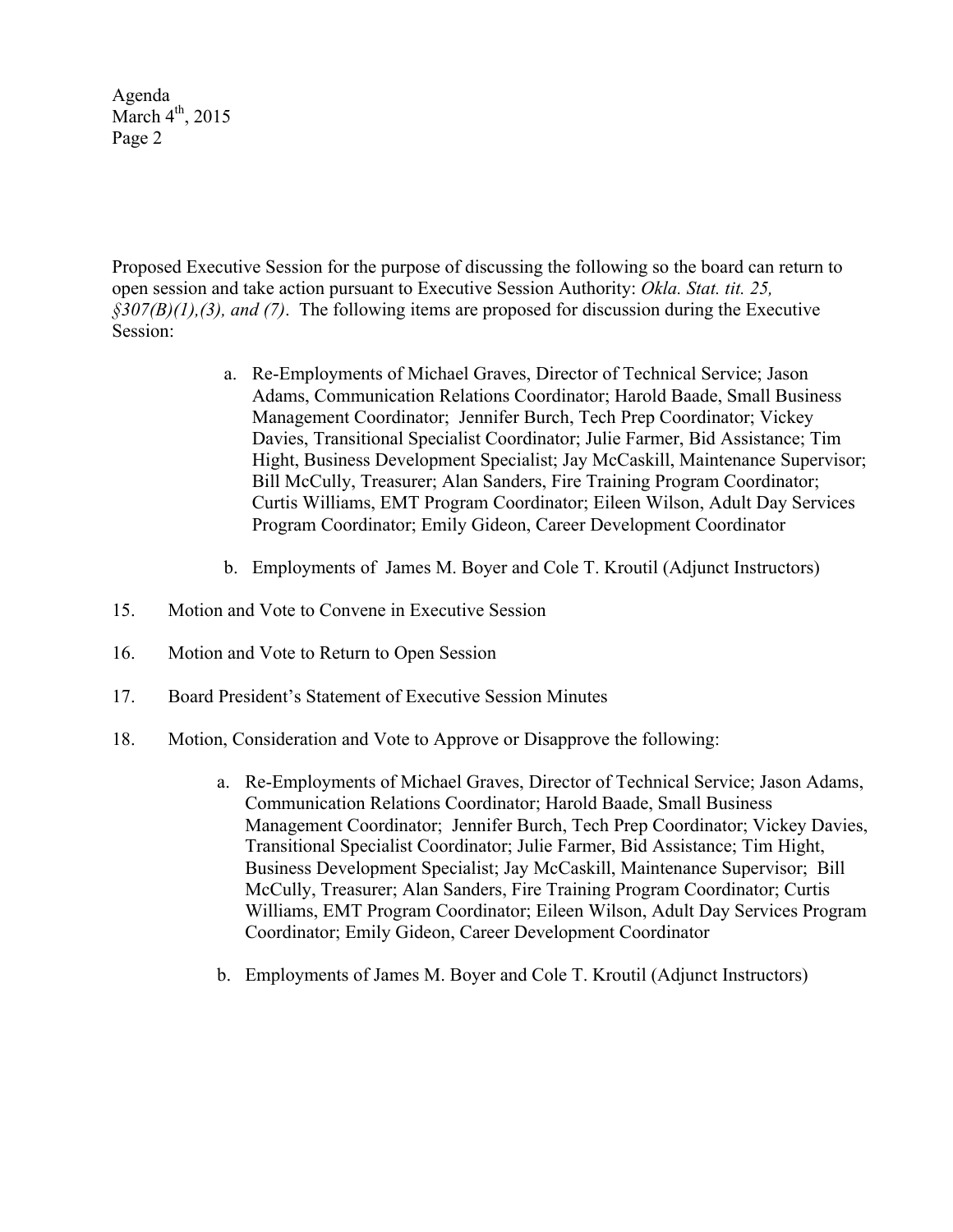Proposed Executive Session for the purpose of discussing the following so the board can return to open session and take action pursuant to Executive Session Authority: *Okla. Stat. tit. 25, §307(B)(1),(3), and (7)*. The following items are proposed for discussion during the Executive Session:

a. Re-Employments of Michael Graves, Director of Technical Service; Jason Adams, Communication Relations Coordinator; Harold Baade, Small Business Management Coordinator; Jennifer Burch, Tech Prep Coordinator; Vickey Davies, Transitional Specialist Coordinator; Julie Farmer, Bid Assistance; Tim Hight, Business Development Specialist; Jay McCaskill, Maintenance Supervisor; Bill McCully, Treasurer; Alan Sanders, Fire Training Program Coordinator; Curtis Williams, EMT Program Coordinator; Eileen Wilson, Adult Day Services Program Coordinator; Emily Gideon, Career Development Coordinator

b. Employments of James M. Boyer and Cole T. Kroutil (Adjunct Instructors)

15. Motion and Vote to Convene in Executive Session

16. Motion and Vote to Return to Open Session

17. Board President's Statement of Executive Session Minutes

18. Motion, Consideration and Vote to Approve or Disapprove the following:

    a. Re-Employments of Michael Graves, Director of Technical Service; Jason Adams, Communication Relations Coordinator; Harold Baade, Small Business Management Coordinator; Jennifer Burch, Tech Prep Coordinator; Vickey Davies, Transitional Specialist Coordinator; Julie Farmer, Bid Assistance; Tim Hight, Business Development Specialist; Jay McCaskill, Maintenance Supervisor; Bill McCully, Treasurer; Alan Sanders, Fire Training Program Coordinator; Curtis Williams, EMT Program Coordinator; Eileen Wilson, Adult Day Services Program Coordinator; Emily Gideon, Career Development Coordinator

    b. Employments of James M. Boyer and Cole T. Kroutil (Adjunct Instructors)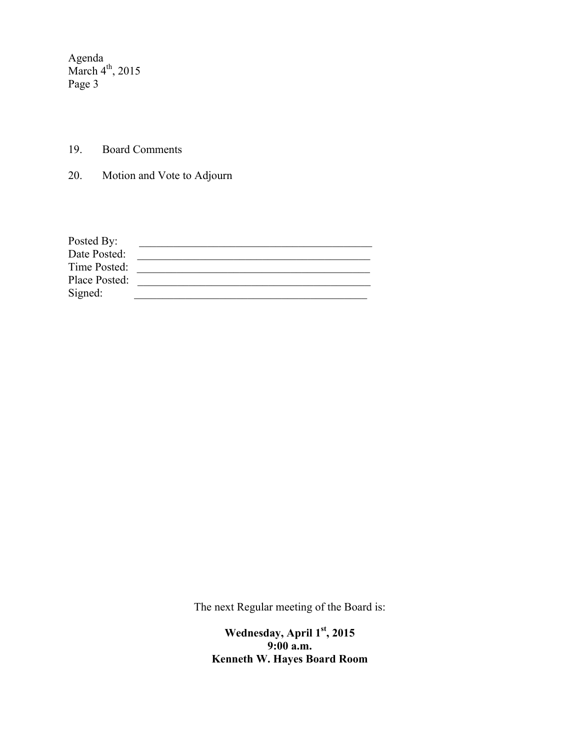19. Board Comments

20. Motion and Vote to Adjourn

Posted By: \_\_\_\_\_\_\_\_\_\_\_\_\_\_\_\_\_\_\_\_\_\_\_\_\_\_\_\_\_\_\_\_\_\_\_\_\_\_\_\_\_\_\_\_

Date Posted: \_\_\_\_\_\_\_\_\_\_\_\_\_\_\_\_\_\_\_\_\_\_\_\_\_\_\_\_\_\_\_\_\_\_\_\_\_\_\_\_\_\_\_\_

Time Posted: \_\_\_\_\_\_\_\_\_\_\_\_\_\_\_\_\_\_\_\_\_\_\_\_\_\_\_\_\_\_\_\_\_\_\_\_\_\_\_\_\_\_\_\_

Place Posted: \_\_\_\_\_\_\_\_\_\_\_\_\_\_\_\_\_\_\_\_\_\_\_\_\_\_\_\_\_\_\_\_\_\_\_\_\_\_\_\_\_\_\_\_

Signed: \_\_\_\_\_\_\_\_\_\_\_\_\_\_\_\_\_\_\_\_\_\_\_\_\_\_\_\_\_\_\_\_\_\_\_\_\_\_\_\_\_\_\_\_

The next Regular meeting of the Board is:

**Wednesday, April 1st, 2015**
**9:00 a.m.**
**Kenneth W. Hayes Board Room**